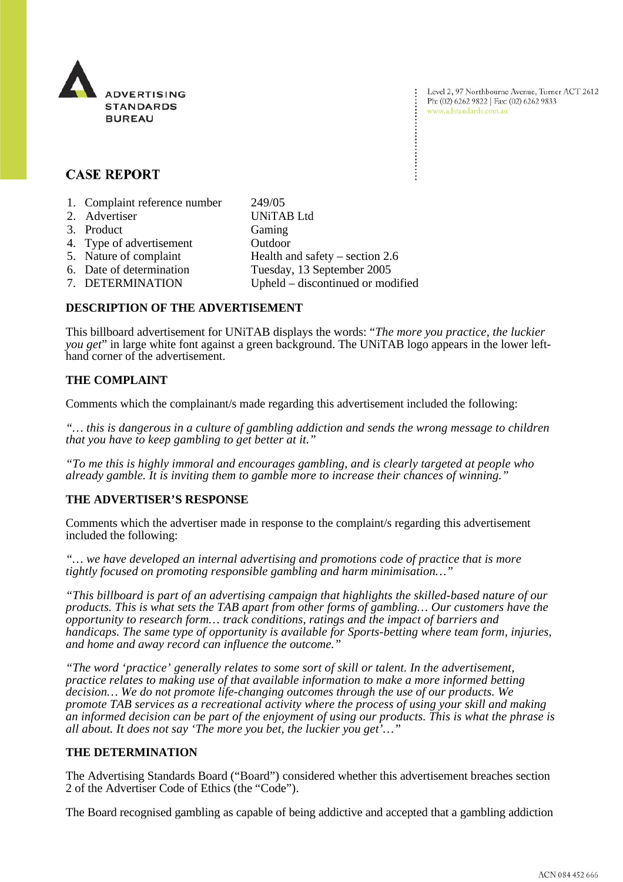ADVERTISING STANDARDS BUREAU

Level 2, 97 Northbourne Avenue, Turner ACT 2612
Ph: (02) 6262 9822 | Fax: (02) 6262 9833
www.adstandards.com.au

## CASE REPORT

| | |
|---|---|
| 1. Complaint reference number | 249/05 |
| 2. Advertiser | UNiTAB Ltd |
| 3. Product | Gaming |
| 4. Type of advertisement | Outdoor |
| 5. Nature of complaint | Health and safety – section 2.6 |
| 6. Date of determination | Tuesday, 13 September 2005 |
| 7. DETERMINATION | Upheld – discontinued or modified |

### DESCRIPTION OF THE ADVERTISEMENT

This billboard advertisement for UNiTAB displays the words: "*The more you practice, the luckier you get*" in large white font against a green background. The UNiTAB logo appears in the lower left-hand corner of the advertisement.

### THE COMPLAINT

Comments which the complainant/s made regarding this advertisement included the following:

*"… this is dangerous in a culture of gambling addiction and sends the wrong message to children that you have to keep gambling to get better at it."*

*"To me this is highly immoral and encourages gambling, and is clearly targeted at people who already gamble. It is inviting them to gamble more to increase their chances of winning."*

### THE ADVERTISER'S RESPONSE

Comments which the advertiser made in response to the complaint/s regarding this advertisement included the following:

*"… we have developed an internal advertising and promotions code of practice that is more tightly focused on promoting responsible gambling and harm minimisation…"*

*"This billboard is part of an advertising campaign that highlights the skilled-based nature of our products. This is what sets the TAB apart from other forms of gambling… Our customers have the opportunity to research form… track conditions, ratings and the impact of barriers and handicaps. The same type of opportunity is available for Sports-betting where team form, injuries, and home and away record can influence the outcome."*

*"The word 'practice' generally relates to some sort of skill or talent. In the advertisement, practice relates to making use of that available information to make a more informed betting decision… We do not promote life-changing outcomes through the use of our products. We promote TAB services as a recreational activity where the process of using your skill and making an informed decision can be part of the enjoyment of using our products. This is what the phrase is all about. It does not say 'The more you bet, the luckier you get'…"*

### THE DETERMINATION

The Advertising Standards Board ("Board") considered whether this advertisement breaches section 2 of the Advertiser Code of Ethics (the "Code").

The Board recognised gambling as capable of being addictive and accepted that a gambling addiction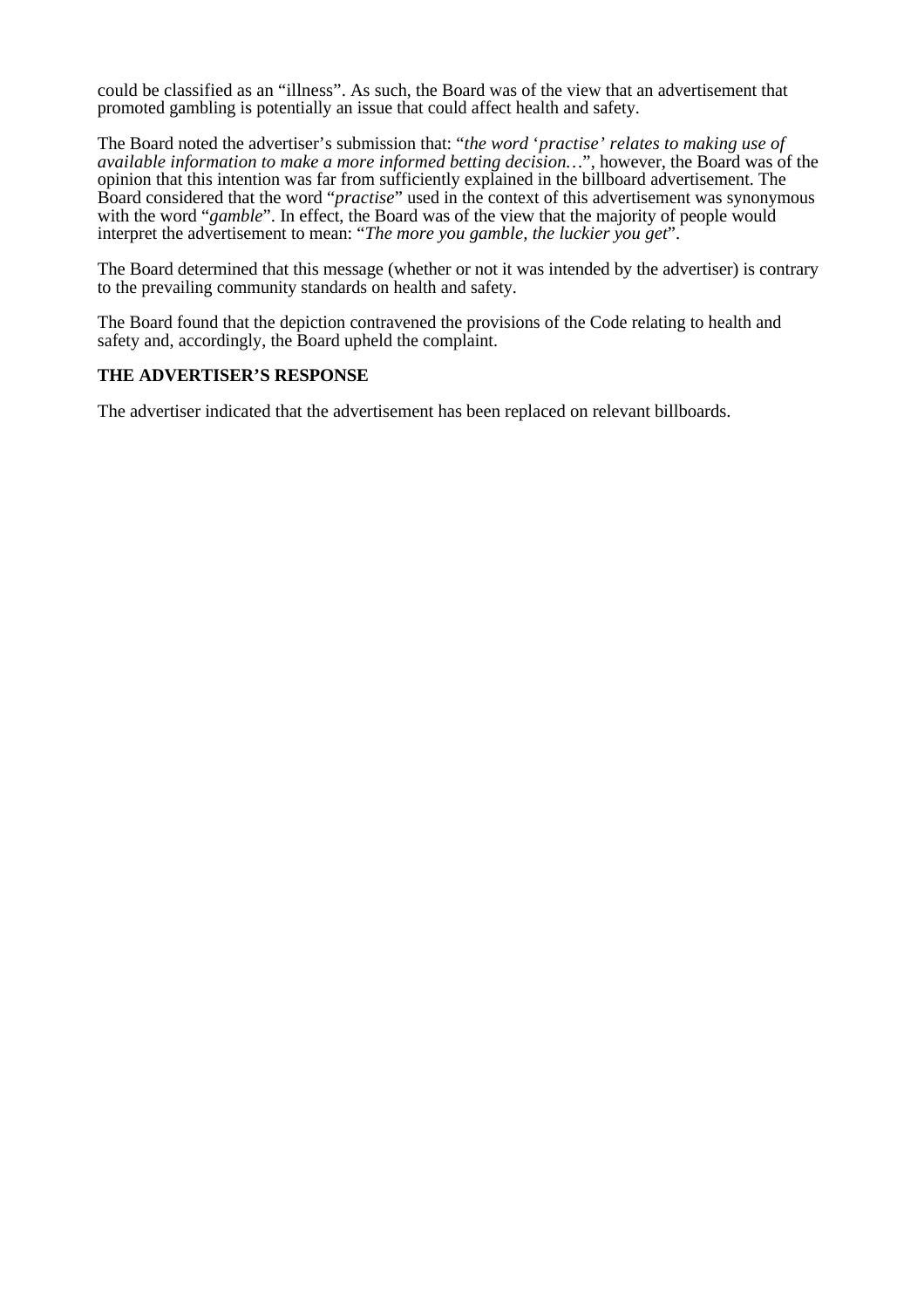could be classified as an "illness". As such, the Board was of the view that an advertisement that promoted gambling is potentially an issue that could affect health and safety.

The Board noted the advertiser's submission that: "*the word 'practise' relates to making use of available information to make a more informed betting decision…*", however, the Board was of the opinion that this intention was far from sufficiently explained in the billboard advertisement. The Board considered that the word "*practise*" used in the context of this advertisement was synonymous with the word "*gamble*". In effect, the Board was of the view that the majority of people would interpret the advertisement to mean: "*The more you gamble, the luckier you get*".

The Board determined that this message (whether or not it was intended by the advertiser) is contrary to the prevailing community standards on health and safety.

The Board found that the depiction contravened the provisions of the Code relating to health and safety and, accordingly, the Board upheld the complaint.

**THE ADVERTISER'S RESPONSE**

The advertiser indicated that the advertisement has been replaced on relevant billboards.